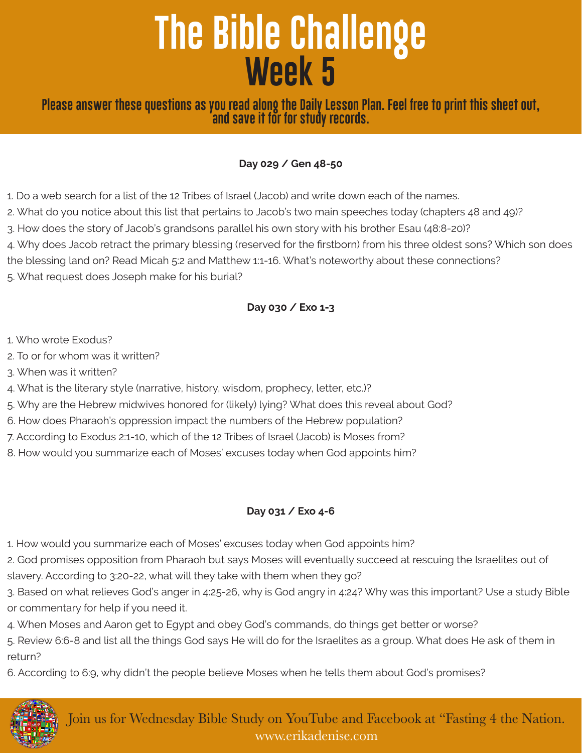# The Bible Challenge

## Week 5

**Please answer these questions as you read along the Daily Lesson Plan. Feel free to print this sheet out, and save it for for study records.**

### Day 029 / Gen 48-50

1. Do a web search for a list of the 12 Tribes of Israel (Jacob) and write down each of the names.
2. What do you notice about this list that pertains to Jacob's two main speeches today (chapters 48 and 49)?
3. How does the story of Jacob's grandsons parallel his own story with his brother Esau (48:8-20)?
4. Why does Jacob retract the primary blessing (reserved for the firstborn) from his three oldest sons? Which son does the blessing land on? Read Micah 5:2 and Matthew 1:1-16. What's noteworthy about these connections?
5. What request does Joseph make for his burial?

### Day 030 / Exo 1-3

1. Who wrote Exodus?
2. To or for whom was it written?
3. When was it written?
4. What is the literary style (narrative, history, wisdom, prophecy, letter, etc.)?
5. Why are the Hebrew midwives honored for (likely) lying? What does this reveal about God?
6. How does Pharaoh's oppression impact the numbers of the Hebrew population?
7. According to Exodus 2:1-10, which of the 12 Tribes of Israel (Jacob) is Moses from?
8. How would you summarize each of Moses' excuses today when God appoints him?

### Day 031 / Exo 4-6

1. How would you summarize each of Moses' excuses today when God appoints him?
2. God promises opposition from Pharaoh but says Moses will eventually succeed at rescuing the Israelites out of slavery. According to 3:20-22, what will they take with them when they go?
3. Based on what relieves God's anger in 4:25-26, why is God angry in 4:24? Why was this important? Use a study Bible or commentary for help if you need it.
4. When Moses and Aaron get to Egypt and obey God's commands, do things get better or worse?
5. Review 6:6-8 and list all the things God says He will do for the Israelites as a group. What does He ask of them in return?
6. According to 6:9, why didn't the people believe Moses when he tells them about God's promises?

Join us for Wednesday Bible Study on YouTube and Facebook at "Fasting 4 the Nation.
www.erikadenise.com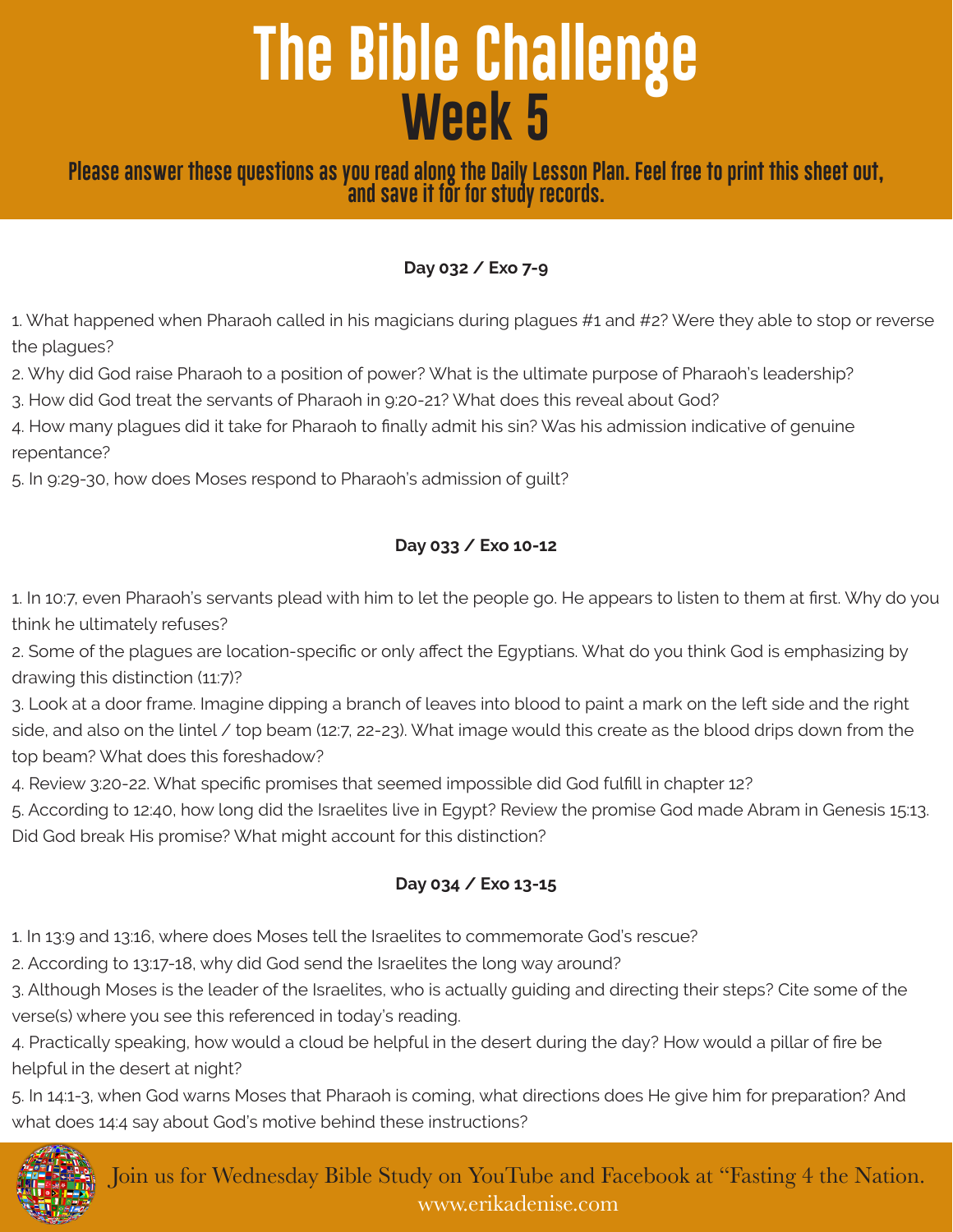# The Bible Challenge
# Week 5

**Please answer these questions as you read along the Daily Lesson Plan. Feel free to print this sheet out, and save it for for study records.**

### Day 032 / Exo 7-9

1. What happened when Pharaoh called in his magicians during plagues #1 and #2? Were they able to stop or reverse the plagues?
2. Why did God raise Pharaoh to a position of power? What is the ultimate purpose of Pharaoh's leadership?
3. How did God treat the servants of Pharaoh in 9:20-21? What does this reveal about God?
4. How many plagues did it take for Pharaoh to finally admit his sin? Was his admission indicative of genuine repentance?
5. In 9:29-30, how does Moses respond to Pharaoh's admission of guilt?

### Day 033 / Exo 10-12

1. In 10:7, even Pharaoh's servants plead with him to let the people go. He appears to listen to them at first. Why do you think he ultimately refuses?
2. Some of the plagues are location-specific or only affect the Egyptians. What do you think God is emphasizing by drawing this distinction (11:7)?
3. Look at a door frame. Imagine dipping a branch of leaves into blood to paint a mark on the left side and the right side, and also on the lintel / top beam (12:7, 22-23). What image would this create as the blood drips down from the top beam? What does this foreshadow?
4. Review 3:20-22. What specific promises that seemed impossible did God fulfill in chapter 12?
5. According to 12:40, how long did the Israelites live in Egypt? Review the promise God made Abram in Genesis 15:13. Did God break His promise? What might account for this distinction?

### Day 034 / Exo 13-15

1. In 13:9 and 13:16, where does Moses tell the Israelites to commemorate God's rescue?
2. According to 13:17-18, why did God send the Israelites the long way around?
3. Although Moses is the leader of the Israelites, who is actually guiding and directing their steps? Cite some of the verse(s) where you see this referenced in today's reading.
4. Practically speaking, how would a cloud be helpful in the desert during the day? How would a pillar of fire be helpful in the desert at night?
5. In 14:1-3, when God warns Moses that Pharaoh is coming, what directions does He give him for preparation? And what does 14:4 say about God's motive behind these instructions?

Join us for Wednesday Bible Study on YouTube and Facebook at "Fasting 4 the Nation.
www.erikadenise.com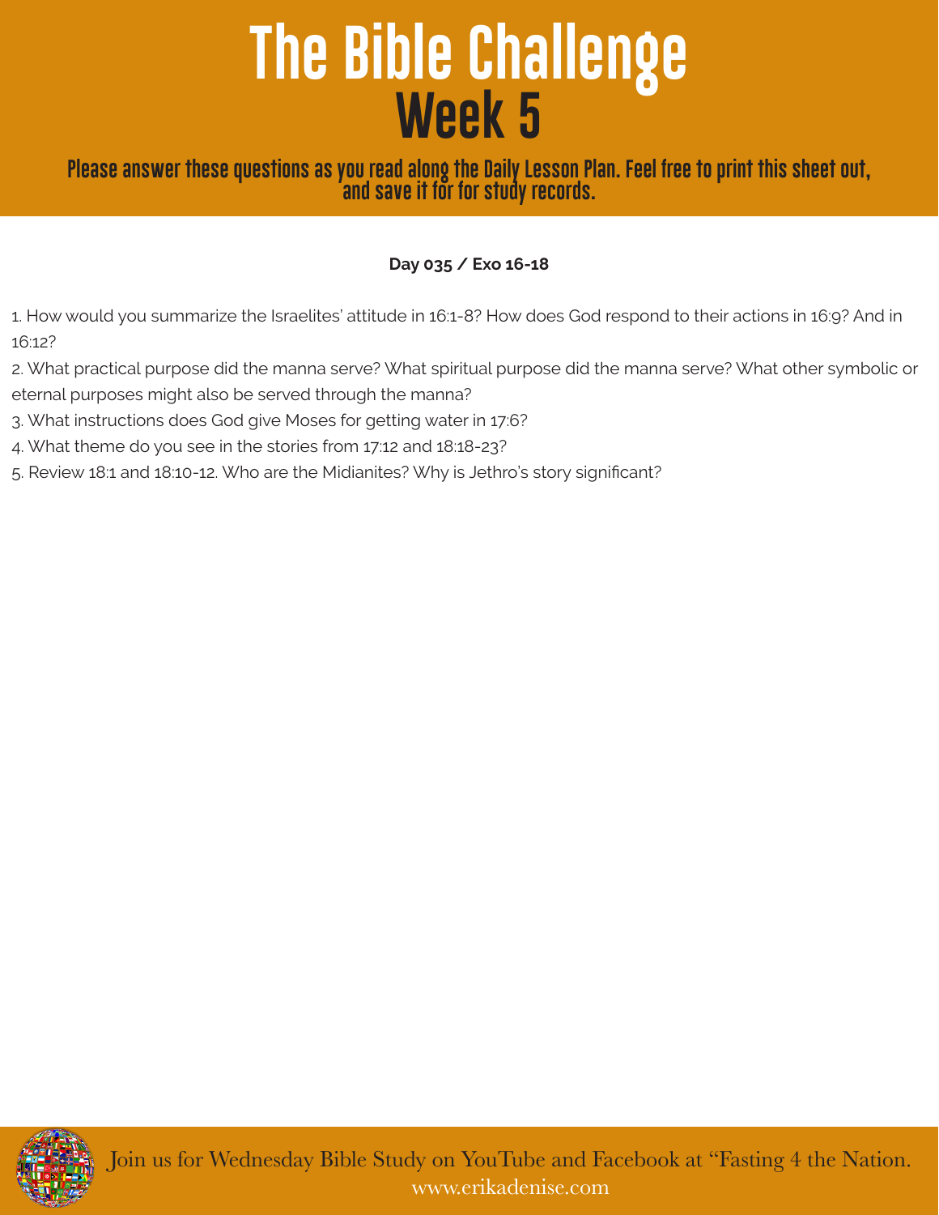# The Bible Challenge
## Week 5

**Please answer these questions as you read along the Daily Lesson Plan. Feel free to print this sheet out, and save it for for study records.**

**Day 035 / Exo 16-18**

1. How would you summarize the Israelites' attitude in 16:1-8? How does God respond to their actions in 16:9? And in 16:12?
2. What practical purpose did the manna serve? What spiritual purpose did the manna serve? What other symbolic or eternal purposes might also be served through the manna?
3. What instructions does God give Moses for getting water in 17:6?
4. What theme do you see in the stories from 17:12 and 18:18-23?
5. Review 18:1 and 18:10-12. Who are the Midianites? Why is Jethro's story significant?

Join us for Wednesday Bible Study on YouTube and Facebook at "Fasting 4 the Nation.
www.erikadenise.com